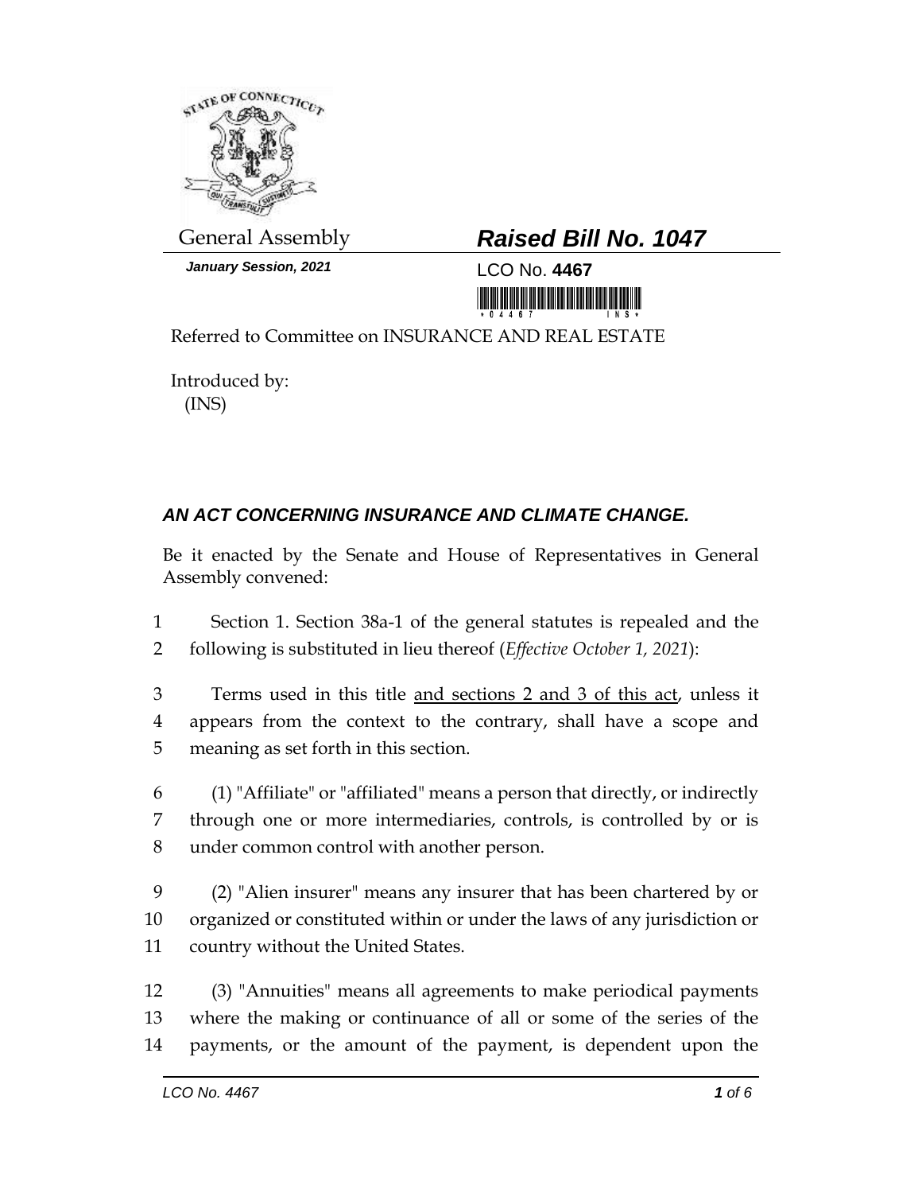General Assembly

***January Session, 2021***

# ***Raised Bill No. 1047***

LCO No. **4467**

Referred to Committee on INSURANCE AND REAL ESTATE

Introduced by:
(INS)

## ***AN ACT CONCERNING INSURANCE AND CLIMATE CHANGE.***

Be it enacted by the Senate and House of Representatives in General Assembly convened:

1 Section 1. Section 38a-1 of the general statutes is repealed and the
2 following is substituted in lieu thereof (*Effective October 1, 2021*):

3 Terms used in this title <u>and sections 2 and 3 of this act</u>, unless it
4 appears from the context to the contrary, shall have a scope and
5 meaning as set forth in this section.

6 (1) "Affiliate" or "affiliated" means a person that directly, or indirectly
7 through one or more intermediaries, controls, is controlled by or is
8 under common control with another person.

9 (2) "Alien insurer" means any insurer that has been chartered by or
10 organized or constituted within or under the laws of any jurisdiction or
11 country without the United States.

12 (3) "Annuities" means all agreements to make periodical payments
13 where the making or continuance of all or some of the series of the
14 payments, or the amount of the payment, is dependent upon the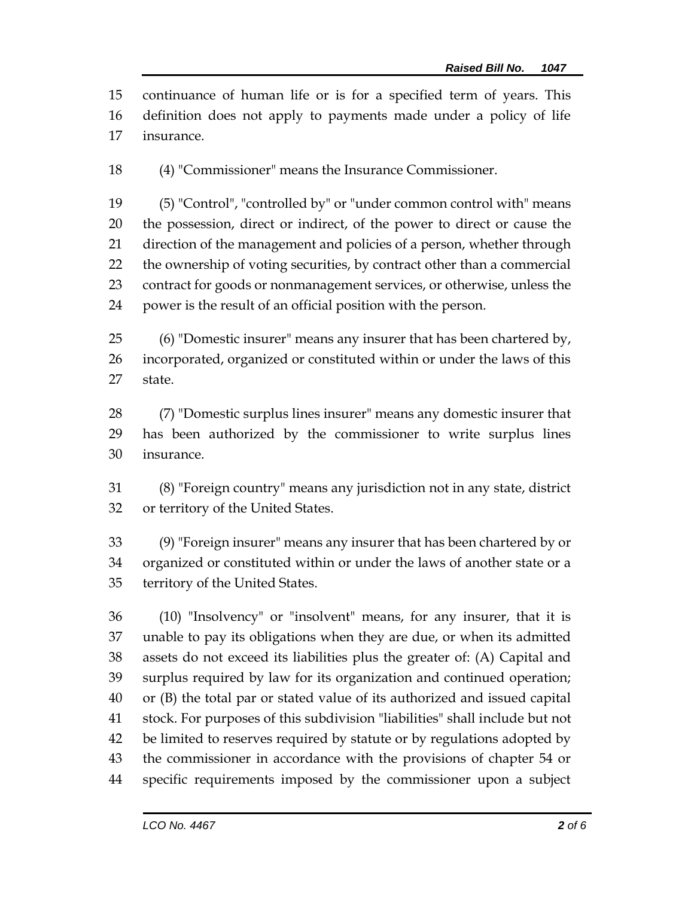continuance of human life or is for a specified term of years. This definition does not apply to payments made under a policy of life insurance.

(4) "Commissioner" means the Insurance Commissioner.

(5) "Control", "controlled by" or "under common control with" means the possession, direct or indirect, of the power to direct or cause the direction of the management and policies of a person, whether through the ownership of voting securities, by contract other than a commercial contract for goods or nonmanagement services, or otherwise, unless the power is the result of an official position with the person.

(6) "Domestic insurer" means any insurer that has been chartered by, incorporated, organized or constituted within or under the laws of this state.

(7) "Domestic surplus lines insurer" means any domestic insurer that has been authorized by the commissioner to write surplus lines insurance.

(8) "Foreign country" means any jurisdiction not in any state, district or territory of the United States.

(9) "Foreign insurer" means any insurer that has been chartered by or organized or constituted within or under the laws of another state or a territory of the United States.

(10) "Insolvency" or "insolvent" means, for any insurer, that it is unable to pay its obligations when they are due, or when its admitted assets do not exceed its liabilities plus the greater of: (A) Capital and surplus required by law for its organization and continued operation; or (B) the total par or stated value of its authorized and issued capital stock. For purposes of this subdivision "liabilities" shall include but not be limited to reserves required by statute or by regulations adopted by the commissioner in accordance with the provisions of chapter 54 or specific requirements imposed by the commissioner upon a subject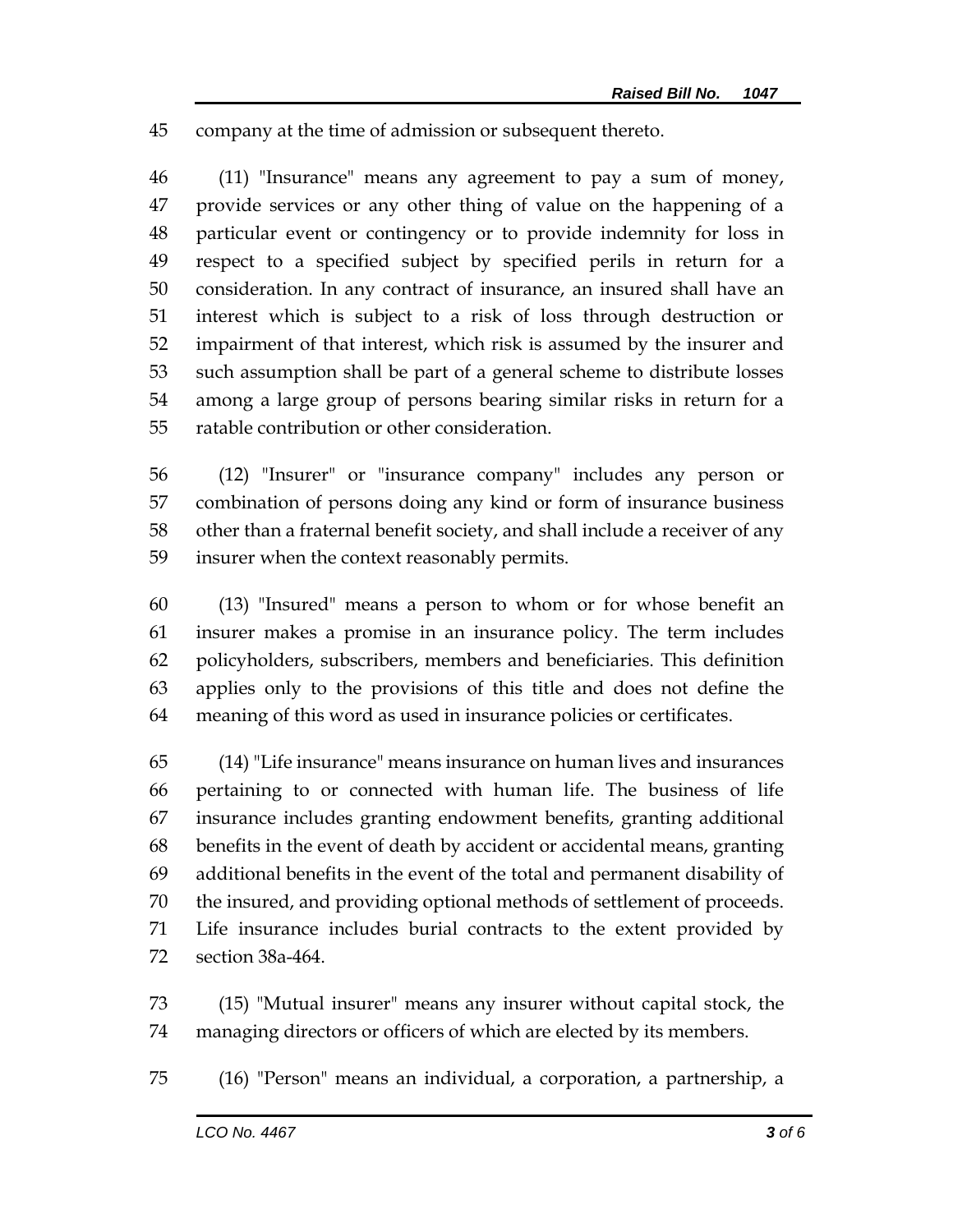company at the time of admission or subsequent thereto.

(11) "Insurance" means any agreement to pay a sum of money, provide services or any other thing of value on the happening of a particular event or contingency or to provide indemnity for loss in respect to a specified subject by specified perils in return for a consideration. In any contract of insurance, an insured shall have an interest which is subject to a risk of loss through destruction or impairment of that interest, which risk is assumed by the insurer and such assumption shall be part of a general scheme to distribute losses among a large group of persons bearing similar risks in return for a ratable contribution or other consideration.

(12) "Insurer" or "insurance company" includes any person or combination of persons doing any kind or form of insurance business other than a fraternal benefit society, and shall include a receiver of any insurer when the context reasonably permits.

(13) "Insured" means a person to whom or for whose benefit an insurer makes a promise in an insurance policy. The term includes policyholders, subscribers, members and beneficiaries. This definition applies only to the provisions of this title and does not define the meaning of this word as used in insurance policies or certificates.

(14) "Life insurance" means insurance on human lives and insurances pertaining to or connected with human life. The business of life insurance includes granting endowment benefits, granting additional benefits in the event of death by accident or accidental means, granting additional benefits in the event of the total and permanent disability of the insured, and providing optional methods of settlement of proceeds. Life insurance includes burial contracts to the extent provided by section 38a-464.

(15) "Mutual insurer" means any insurer without capital stock, the managing directors or officers of which are elected by its members.

(16) "Person" means an individual, a corporation, a partnership, a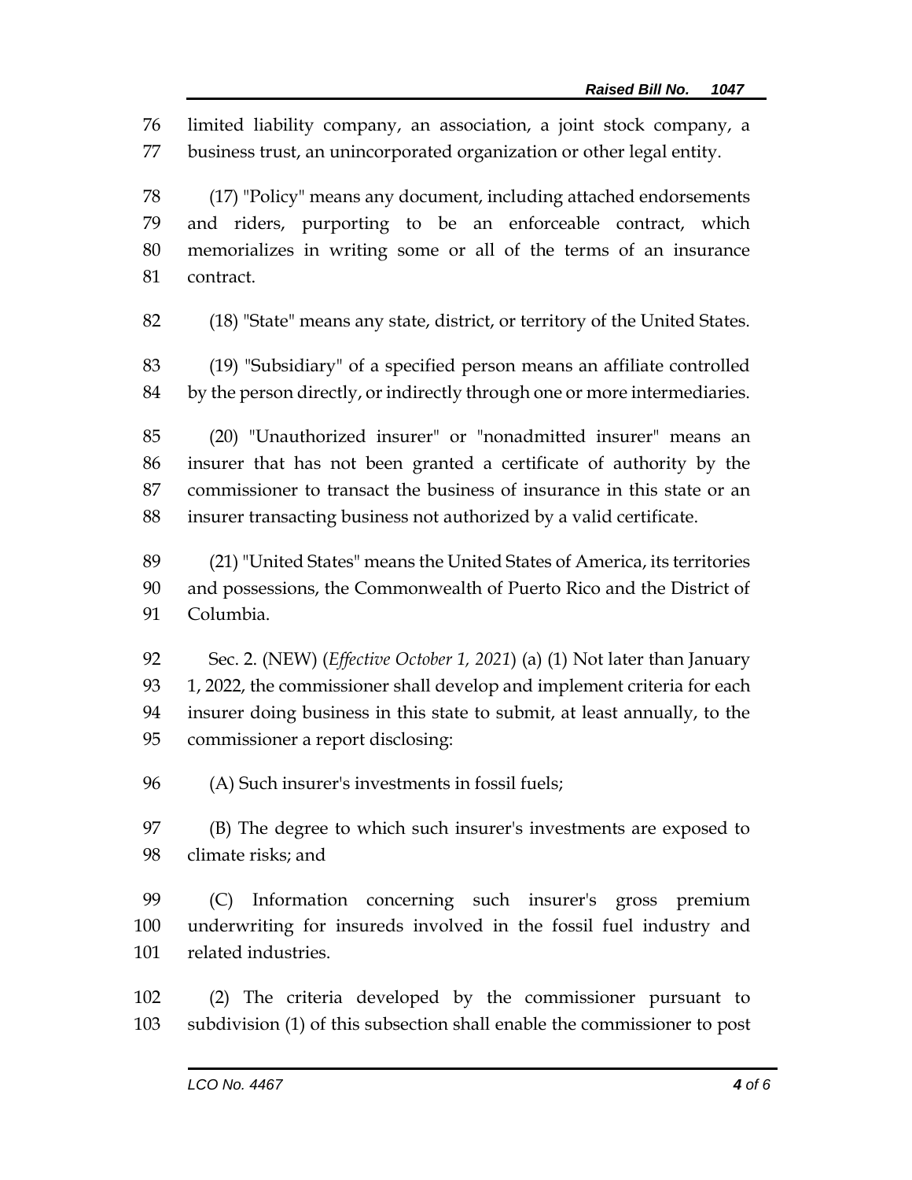limited liability company, an association, a joint stock company, a business trust, an unincorporated organization or other legal entity.

(17) "Policy" means any document, including attached endorsements and riders, purporting to be an enforceable contract, which memorializes in writing some or all of the terms of an insurance contract.

(18) "State" means any state, district, or territory of the United States.

(19) "Subsidiary" of a specified person means an affiliate controlled by the person directly, or indirectly through one or more intermediaries.

(20) "Unauthorized insurer" or "nonadmitted insurer" means an insurer that has not been granted a certificate of authority by the commissioner to transact the business of insurance in this state or an insurer transacting business not authorized by a valid certificate.

(21) "United States" means the United States of America, its territories and possessions, the Commonwealth of Puerto Rico and the District of Columbia.

Sec. 2. (NEW) (*Effective October 1, 2021*) (a) (1) Not later than January 1, 2022, the commissioner shall develop and implement criteria for each insurer doing business in this state to submit, at least annually, to the commissioner a report disclosing:

(A) Such insurer's investments in fossil fuels;

(B) The degree to which such insurer's investments are exposed to climate risks; and

(C) Information concerning such insurer's gross premium underwriting for insureds involved in the fossil fuel industry and related industries.

(2) The criteria developed by the commissioner pursuant to subdivision (1) of this subsection shall enable the commissioner to post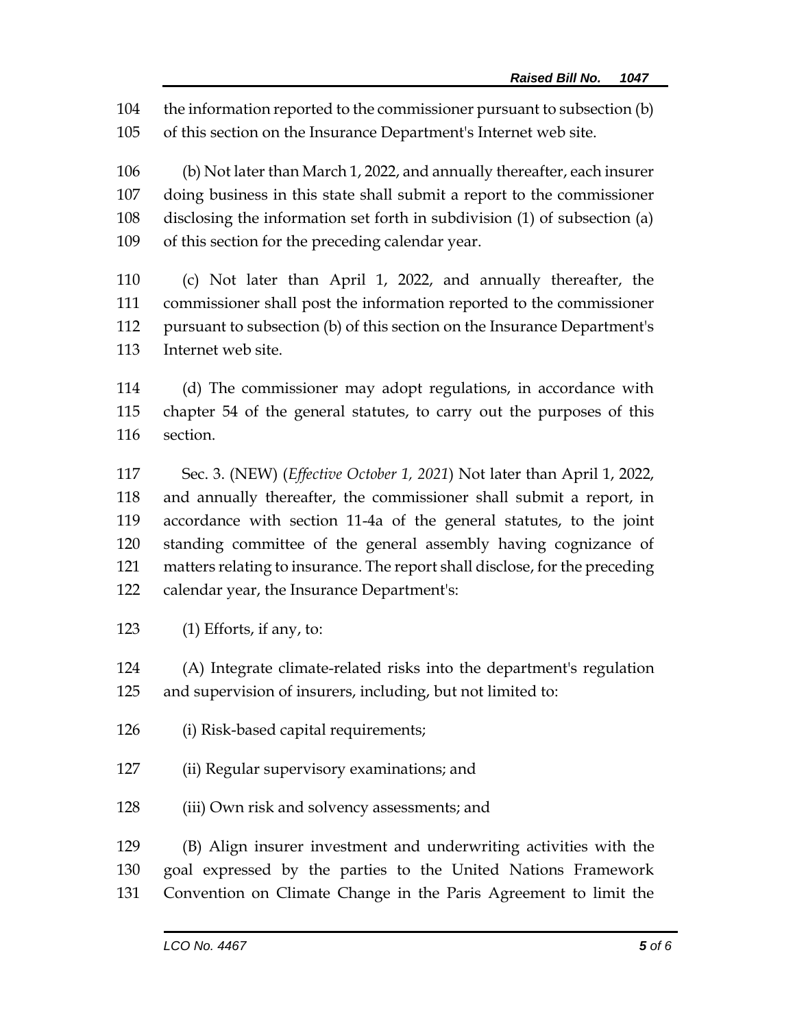the information reported to the commissioner pursuant to subsection (b) of this section on the Insurance Department's Internet web site.

(b) Not later than March 1, 2022, and annually thereafter, each insurer doing business in this state shall submit a report to the commissioner disclosing the information set forth in subdivision (1) of subsection (a) of this section for the preceding calendar year.

(c) Not later than April 1, 2022, and annually thereafter, the commissioner shall post the information reported to the commissioner pursuant to subsection (b) of this section on the Insurance Department's Internet web site.

(d) The commissioner may adopt regulations, in accordance with chapter 54 of the general statutes, to carry out the purposes of this section.

Sec. 3. (NEW) (*Effective October 1, 2021*) Not later than April 1, 2022, and annually thereafter, the commissioner shall submit a report, in accordance with section 11-4a of the general statutes, to the joint standing committee of the general assembly having cognizance of matters relating to insurance. The report shall disclose, for the preceding calendar year, the Insurance Department's:

(1) Efforts, if any, to:

(A) Integrate climate-related risks into the department's regulation and supervision of insurers, including, but not limited to:

(i) Risk-based capital requirements;

(ii) Regular supervisory examinations; and

(iii) Own risk and solvency assessments; and

(B) Align insurer investment and underwriting activities with the goal expressed by the parties to the United Nations Framework Convention on Climate Change in the Paris Agreement to limit the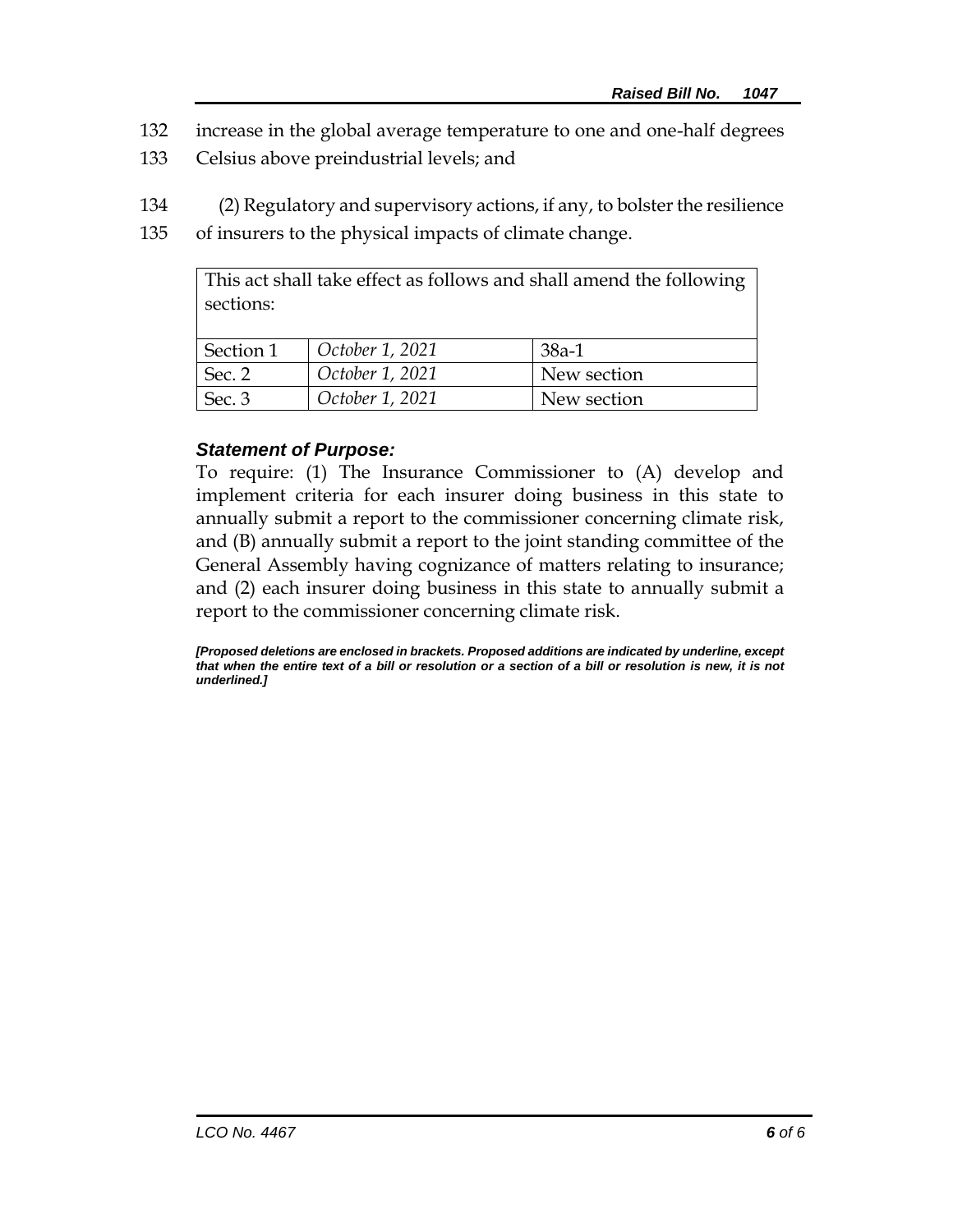132 increase in the global average temperature to one and one-half degrees
133 Celsius above preindustrial levels; and

134 (2) Regulatory and supervisory actions, if any, to bolster the resilience
135 of insurers to the physical impacts of climate change.

| This act shall take effect as follows and shall amend the following sections: | | |
|---|---|---|
| Section 1 | *October 1, 2021* | 38a-1 |
| Sec. 2 | *October 1, 2021* | New section |
| Sec. 3 | *October 1, 2021* | New section |

### *Statement of Purpose:*

To require: (1) The Insurance Commissioner to (A) develop and implement criteria for each insurer doing business in this state to annually submit a report to the commissioner concerning climate risk, and (B) annually submit a report to the joint standing committee of the General Assembly having cognizance of matters relating to insurance; and (2) each insurer doing business in this state to annually submit a report to the commissioner concerning climate risk.

***[Proposed deletions are enclosed in brackets. Proposed additions are indicated by underline, except that when the entire text of a bill or resolution or a section of a bill or resolution is new, it is not underlined.]***